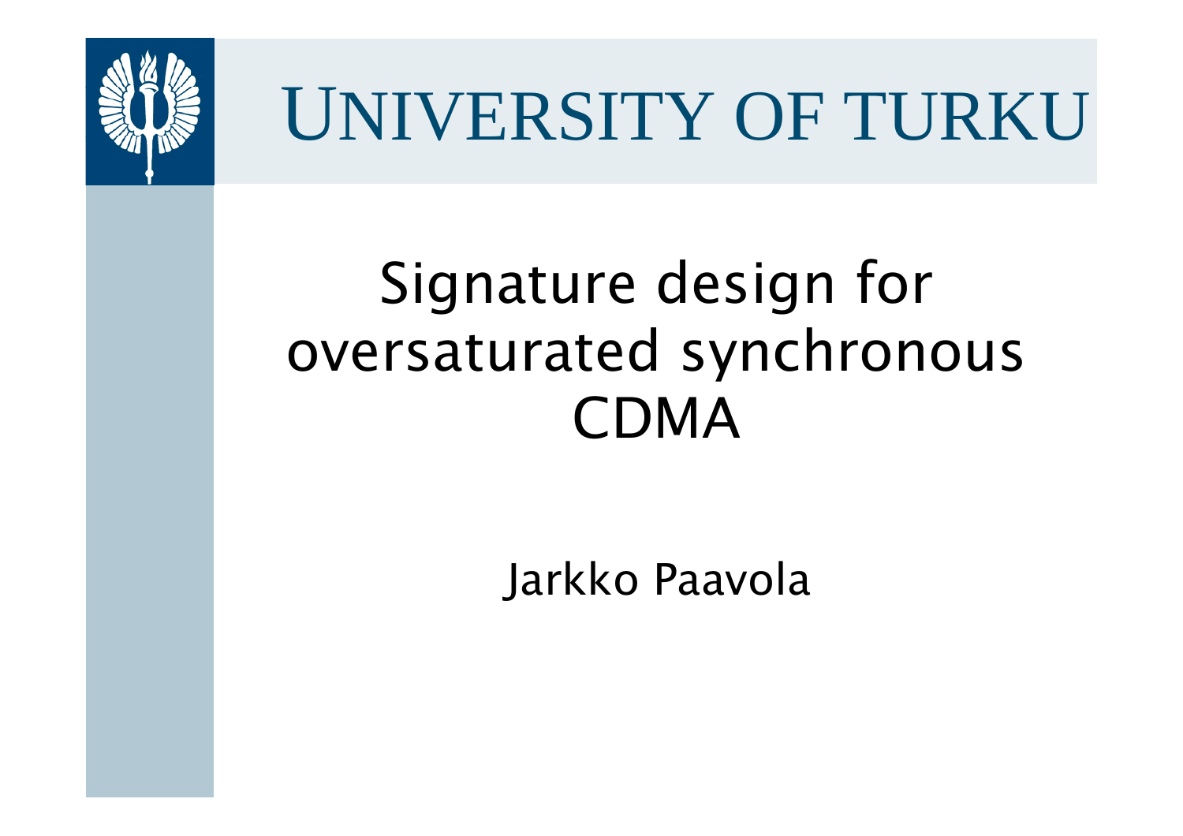UNIVERSITY OF TURKU

# Signature design for oversaturated synchronous CDMA

Jarkko Paavola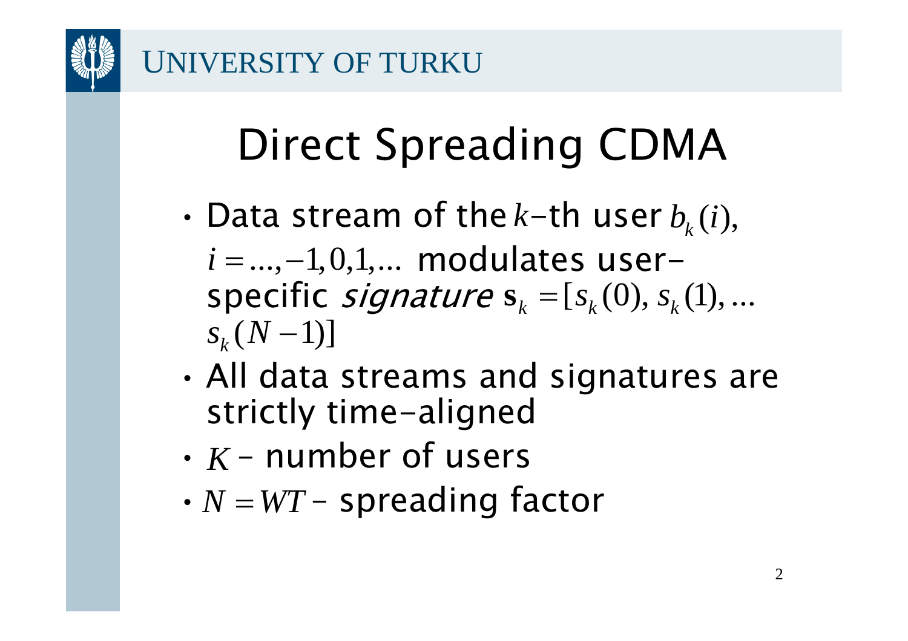# Direct Spreading CDMA

- Data stream of the $k$-th user $b_k(i)$, $i = ..., -1, 0, 1, ...$ modulates user-specific *signature* $\mathbf{s}_k = [s_k(0), s_k(1), ... s_k(N-1)]$
- All data streams and signatures are strictly time-aligned
- $K$ – number of users
- $N = WT$ – spreading factor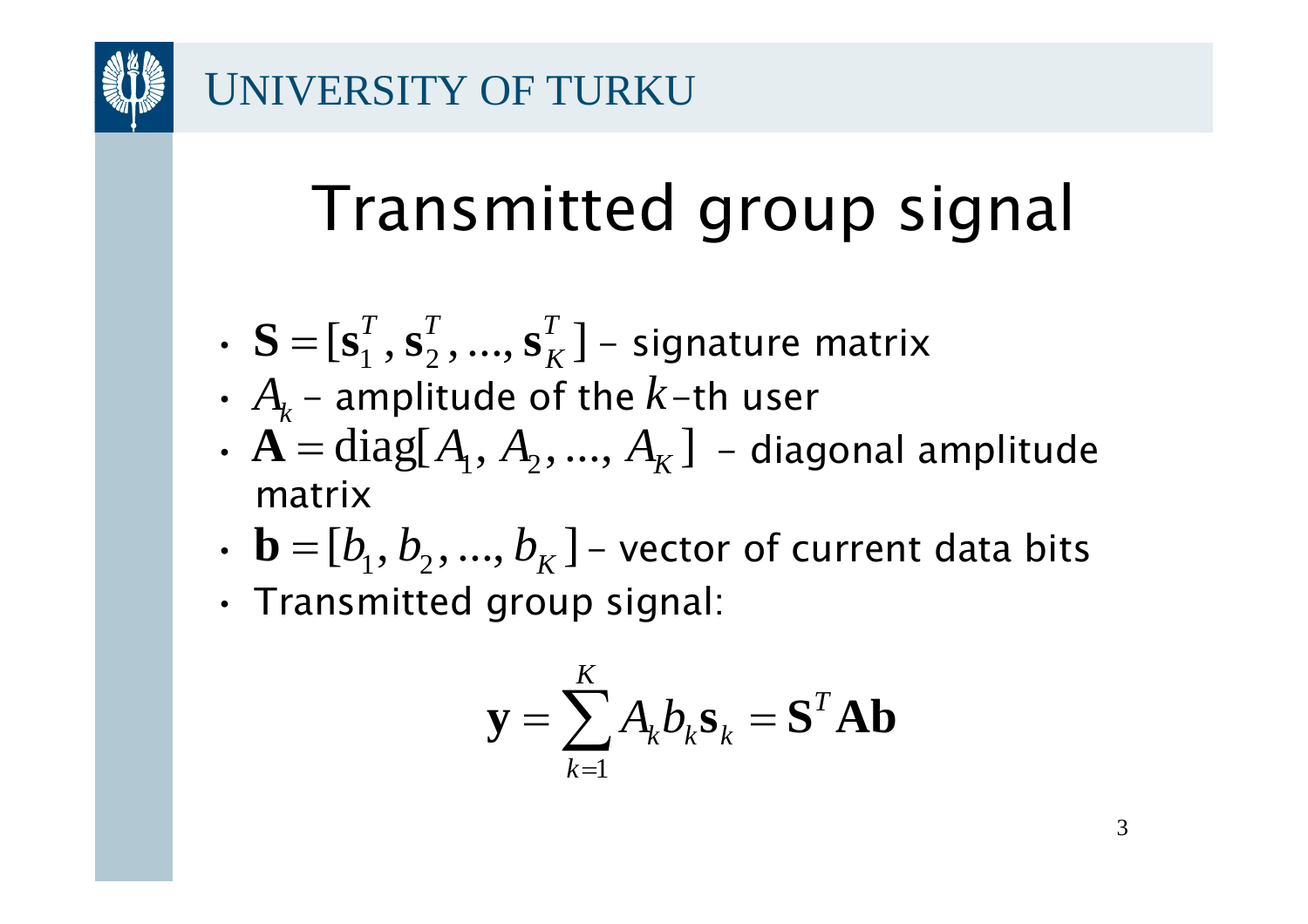# Transmitted group signal

- $\mathbf{S} = [\mathbf{s}_1^T, \mathbf{s}_2^T, ..., \mathbf{s}_K^T]$ – signature matrix
- $A_k$ – amplitude of the $k$-th user
- $\mathbf{A} = \text{diag}[A_1, A_2, ..., A_K]$ – diagonal amplitude matrix
- $\mathbf{b} = [b_1, b_2, ..., b_K]$ – vector of current data bits
- Transmitted group signal:

$$\mathbf{y} = \sum_{k=1}^{K} A_k b_k \mathbf{s}_k = \mathbf{S}^T \mathbf{A} \mathbf{b}$$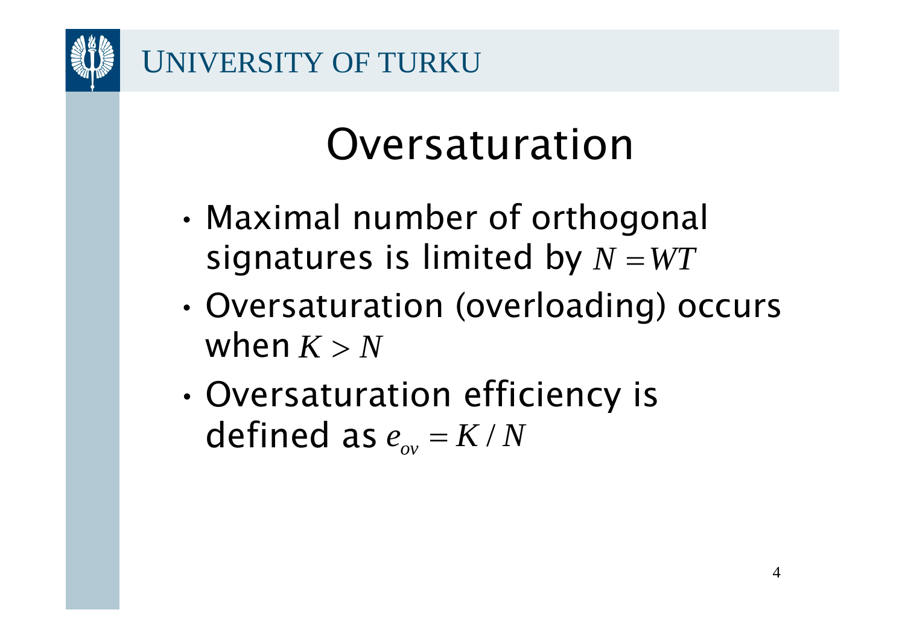# Oversaturation

- Maximal number of orthogonal signatures is limited by $N = WT$
- Oversaturation (overloading) occurs when $K > N$
- Oversaturation efficiency is defined as $e_{ov} = K / N$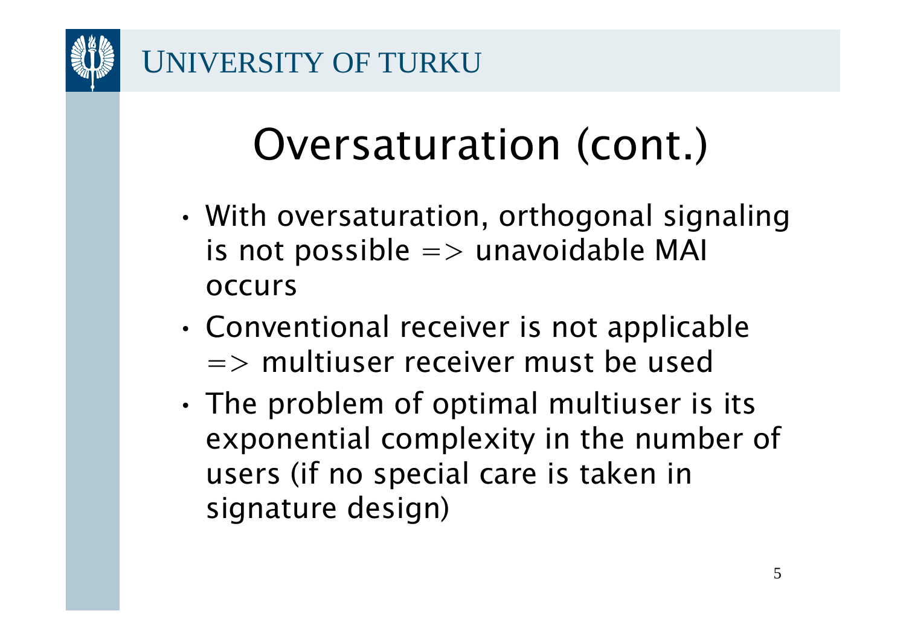# Oversaturation (cont.)

- With oversaturation, orthogonal signaling is not possible => unavoidable MAI occurs
- Conventional receiver is not applicable => multiuser receiver must be used
- The problem of optimal multiuser is its exponential complexity in the number of users (if no special care is taken in signature design)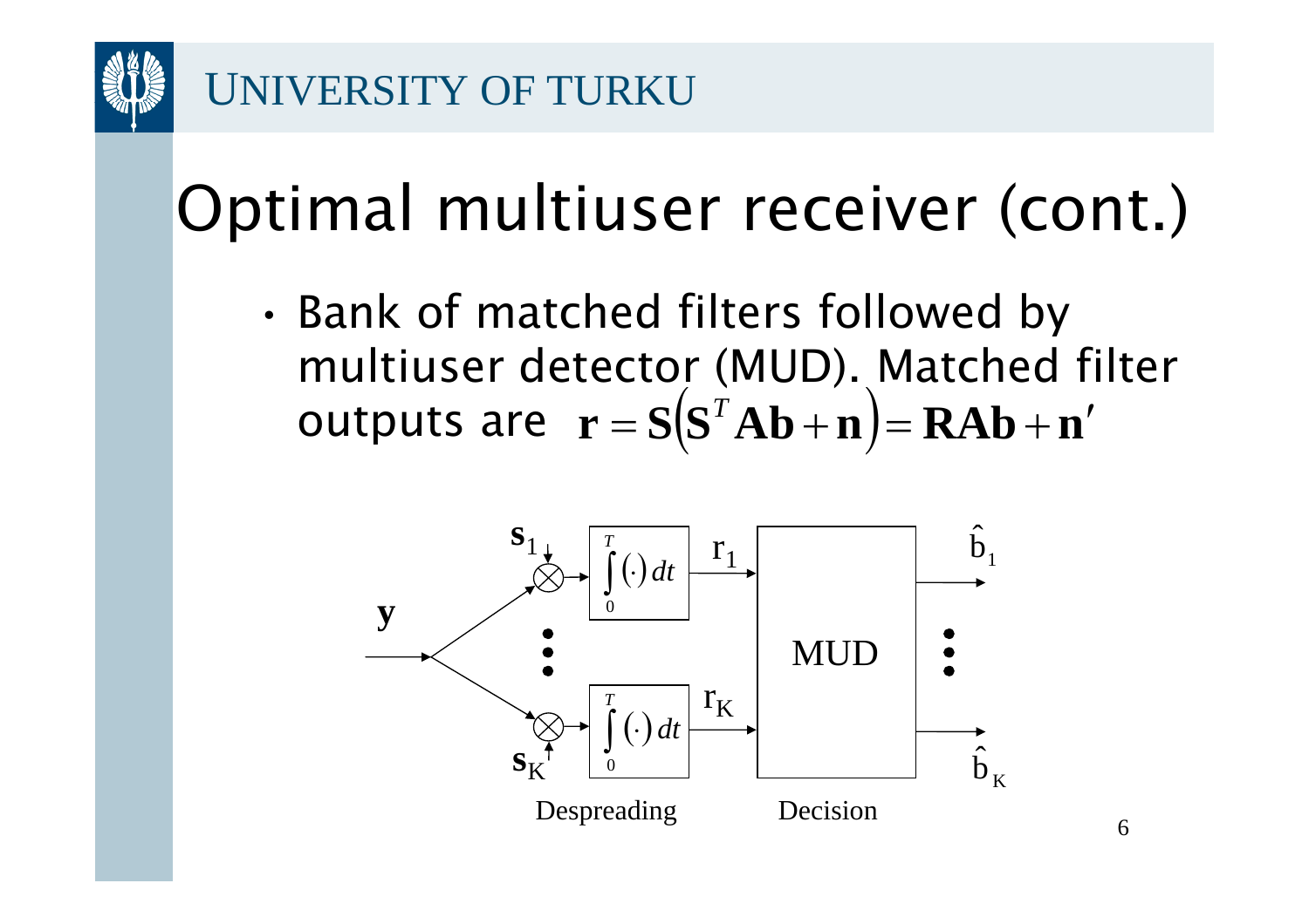# Optimal multiuser receiver (cont.)

- Bank of matched filters followed by multiuser detector (MUD). Matched filter outputs are $\mathbf{r} = \mathbf{S}\left(\mathbf{S}^T \mathbf{A}\mathbf{b} + \mathbf{n}\right) = \mathbf{R}\mathbf{A}\mathbf{b} + \mathbf{n}'$

$\mathbf{y}$

$\mathbf{s}_1$

$\int_0^T (\cdot)\, dt$

$\mathrm{r}_1$

$\mathbf{s}_K$

$\int_0^T (\cdot)\, dt$

$\mathrm{r}_K$

MUD

$\hat{\mathrm{b}}_1$

$\hat{\mathrm{b}}_K$

Despreading

Decision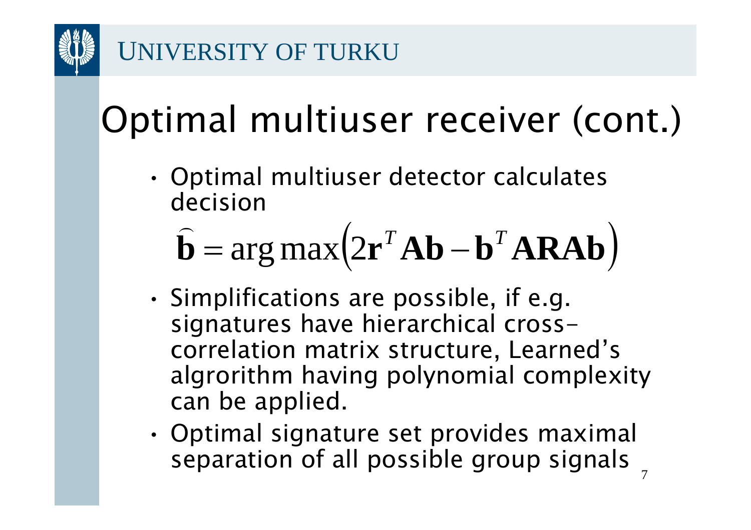# Optimal multiuser receiver (cont.)

- Optimal multiuser detector calculates decision

$$\widehat{\mathbf{b}} = \arg\max\left(2\mathbf{r}^T\mathbf{A}\mathbf{b} - \mathbf{b}^T\mathbf{A}\mathbf{R}\mathbf{A}\mathbf{b}\right)$$

- Simplifications are possible, if e.g. signatures have hierarchical cross-correlation matrix structure, Learned's algrorithm having polynomial complexity can be applied.
- Optimal signature set provides maximal separation of all possible group signals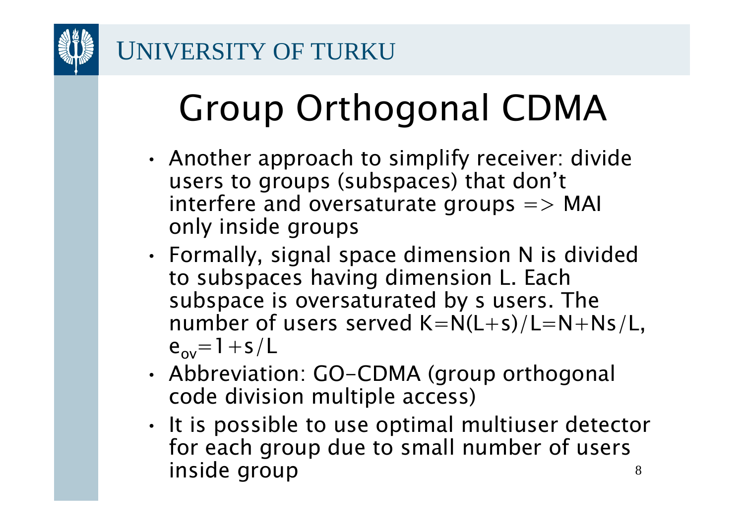# Group Orthogonal CDMA

- Another approach to simplify receiver: divide users to groups (subspaces) that don't interfere and oversaturate groups => MAI only inside groups
- Formally, signal space dimension N is divided to subspaces having dimension L. Each subspace is oversaturated by s users. The number of users served $K=N(L+s)/L=N+Ns/L$, $e_{ov}=1+s/L$
- Abbreviation: GO-CDMA (group orthogonal code division multiple access)
- It is possible to use optimal multiuser detector for each group due to small number of users inside group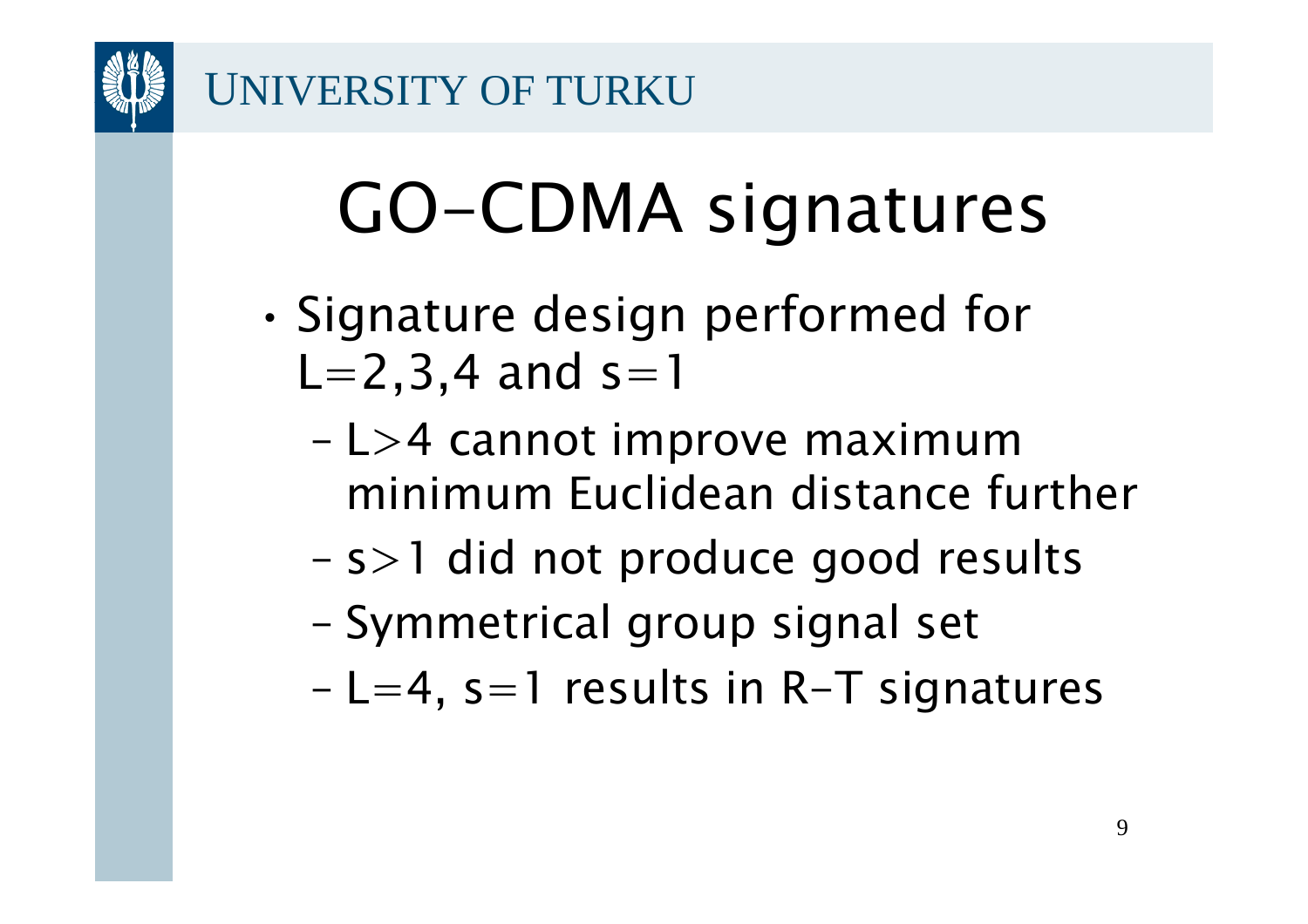# GO-CDMA signatures

- Signature design performed for $L=2,3,4$ and $s=1$
  - $L>4$ cannot improve maximum minimum Euclidean distance further
  - $s>1$ did not produce good results
  - Symmetrical group signal set
  - $L=4$, $s=1$ results in R-T signatures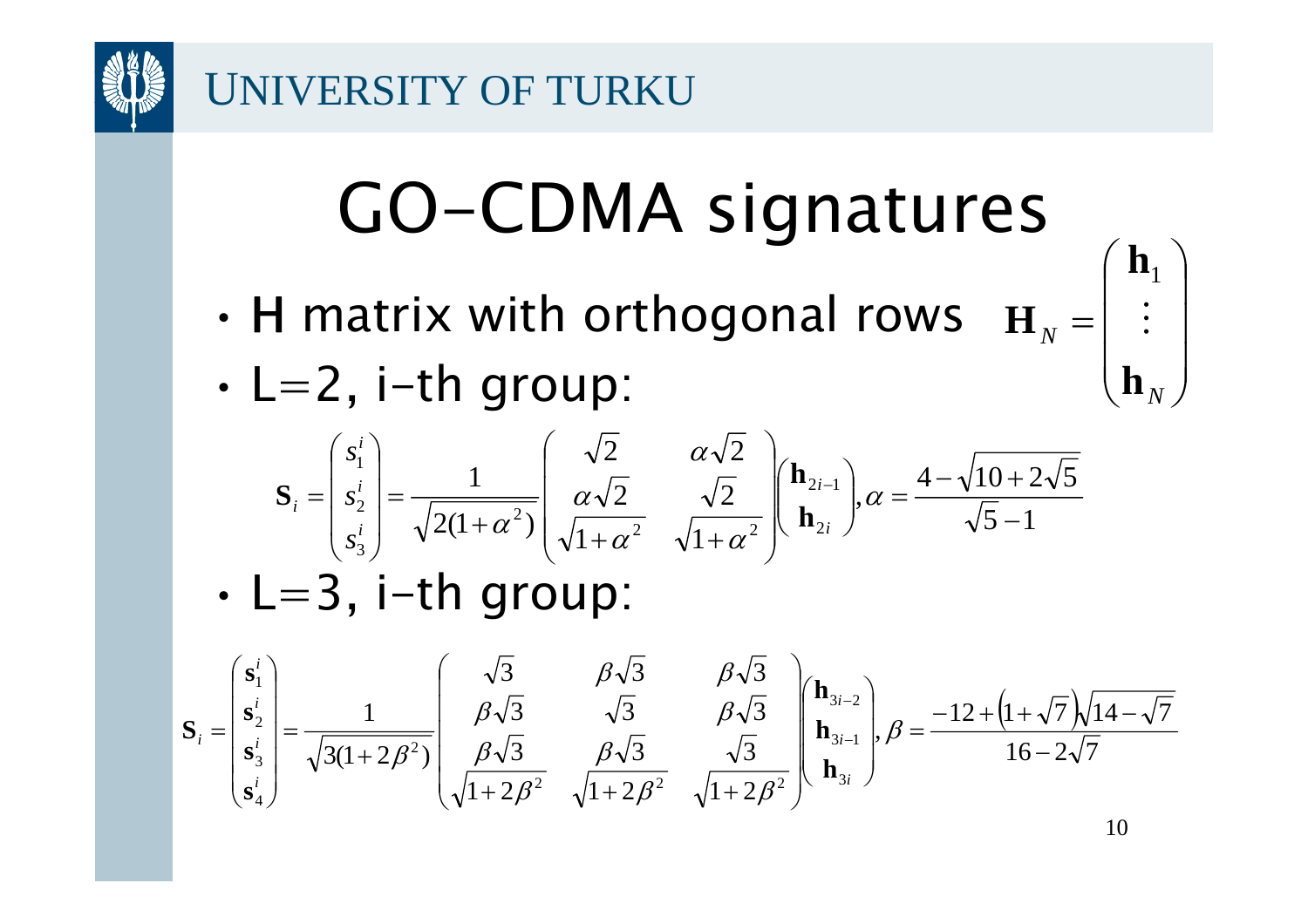# GO-CDMA signatures

- H matrix with orthogonal rows $\mathbf{H}_N = \begin{pmatrix} \mathbf{h}_1 \\ \vdots \\ \mathbf{h}_N \end{pmatrix}$
- L=2, i-th group:

$$\mathbf{S}_i = \begin{pmatrix} s_1^i \\ s_2^i \\ s_3^i \end{pmatrix} = \frac{1}{\sqrt{2(1+\alpha^2)}} \begin{pmatrix} \sqrt{2} & \alpha\sqrt{2} \\ \alpha\sqrt{2} & \sqrt{2} \\ \sqrt{1+\alpha^2} & \sqrt{1+\alpha^2} \end{pmatrix} \begin{pmatrix} \mathbf{h}_{2i-1} \\ \mathbf{h}_{2i} \end{pmatrix}, \alpha = \frac{4-\sqrt{10+2\sqrt{5}}}{\sqrt{5}-1}$$

- L=3, i-th group:

$$\mathbf{S}_i = \begin{pmatrix} \mathbf{s}_1^i \\ \mathbf{s}_2^i \\ \mathbf{s}_3^i \\ \mathbf{s}_4^i \end{pmatrix} = \frac{1}{\sqrt{3(1+2\beta^2)}} \begin{pmatrix} \sqrt{3} & \beta\sqrt{3} & \beta\sqrt{3} \\ \beta\sqrt{3} & \sqrt{3} & \beta\sqrt{3} \\ \beta\sqrt{3} & \beta\sqrt{3} & \sqrt{3} \\ \sqrt{1+2\beta^2} & \sqrt{1+2\beta^2} & \sqrt{1+2\beta^2} \end{pmatrix} \begin{pmatrix} \mathbf{h}_{3i-2} \\ \mathbf{h}_{3i-1} \\ \mathbf{h}_{3i} \end{pmatrix}, \beta = \frac{-12+\left(1+\sqrt{7}\right)\sqrt{14-\sqrt{7}}}{16-2\sqrt{7}}$$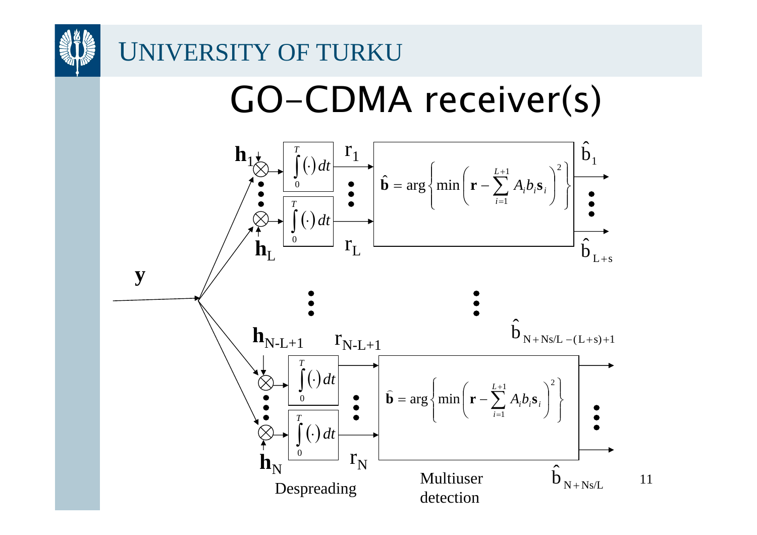# GO-CDMA receiver(s)

$\mathbf{h}_1$

$\mathbf{h}_L$

$\int_0^T (\cdot)\, dt$

$r_1$

$r_L$

$$\hat{\mathbf{b}} = \arg\left\{ \min\left( \mathbf{r} - \sum_{i=1}^{L+1} A_i b_i \mathbf{s}_i \right)^2 \right\}$$

$\hat{b}_1$

$\hat{b}_{L+s}$

$\mathbf{y}$

$\mathbf{h}_{N-L+1}$

$r_{N-L+1}$

$\hat{b}_{N+Ns/L-(L+s)+1}$

$\mathbf{h}_N$

$r_N$

$\hat{b}_{N+Ns/L}$

Despreading

Multiuser detection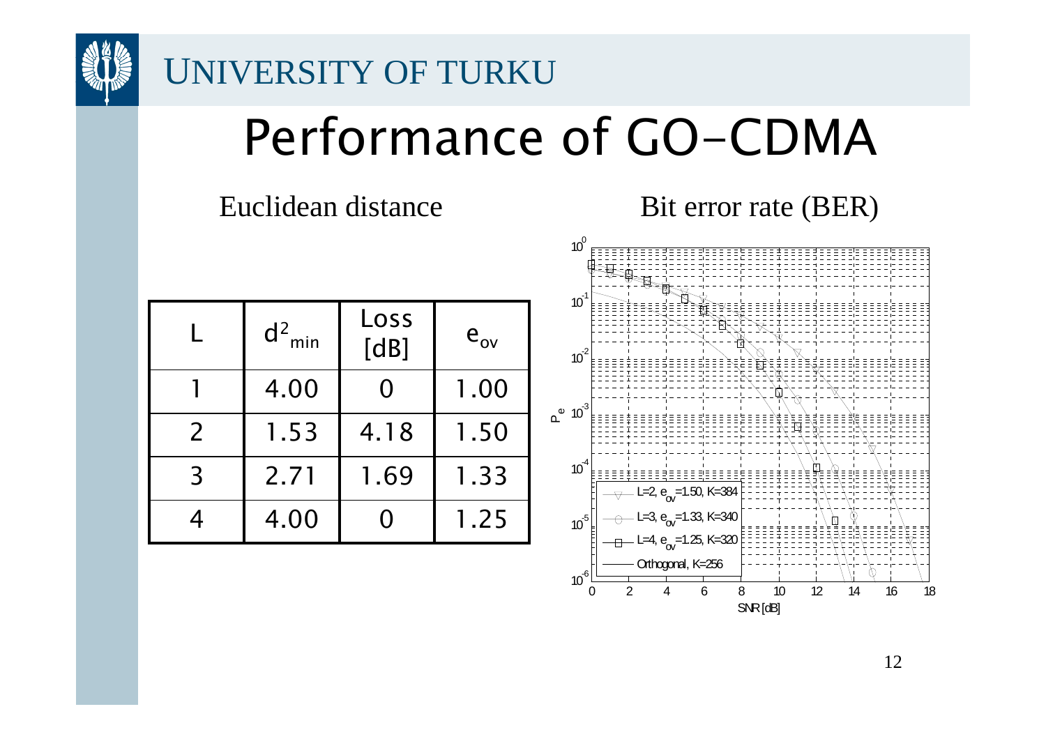# Performance of GO-CDMA

Euclidean distance

| L | $d^2_{min}$ | Loss [dB] | $e_{ov}$ |
|---|---|---|---|
| 1 | 4.00 | 0 | 1.00 |
| 2 | 1.53 | 4.18 | 1.50 |
| 3 | 2.71 | 1.69 | 1.33 |
| 4 | 4.00 | 0 | 1.25 |

Bit error rate (BER)

$P_e$

$10^0$
$10^{-1}$
$10^{-2}$
$10^{-3}$
$10^{-4}$
$10^{-5}$
$10^{-6}$

0 2 4 6 8 10 12 14 16 18

SNR [dB]

L=2, $e_{ov}$=1.50, K=384

L=3, $e_{ov}$=1.33, K=340

L=4, $e_{ov}$=1.25, K=320

Orthogonal, K=256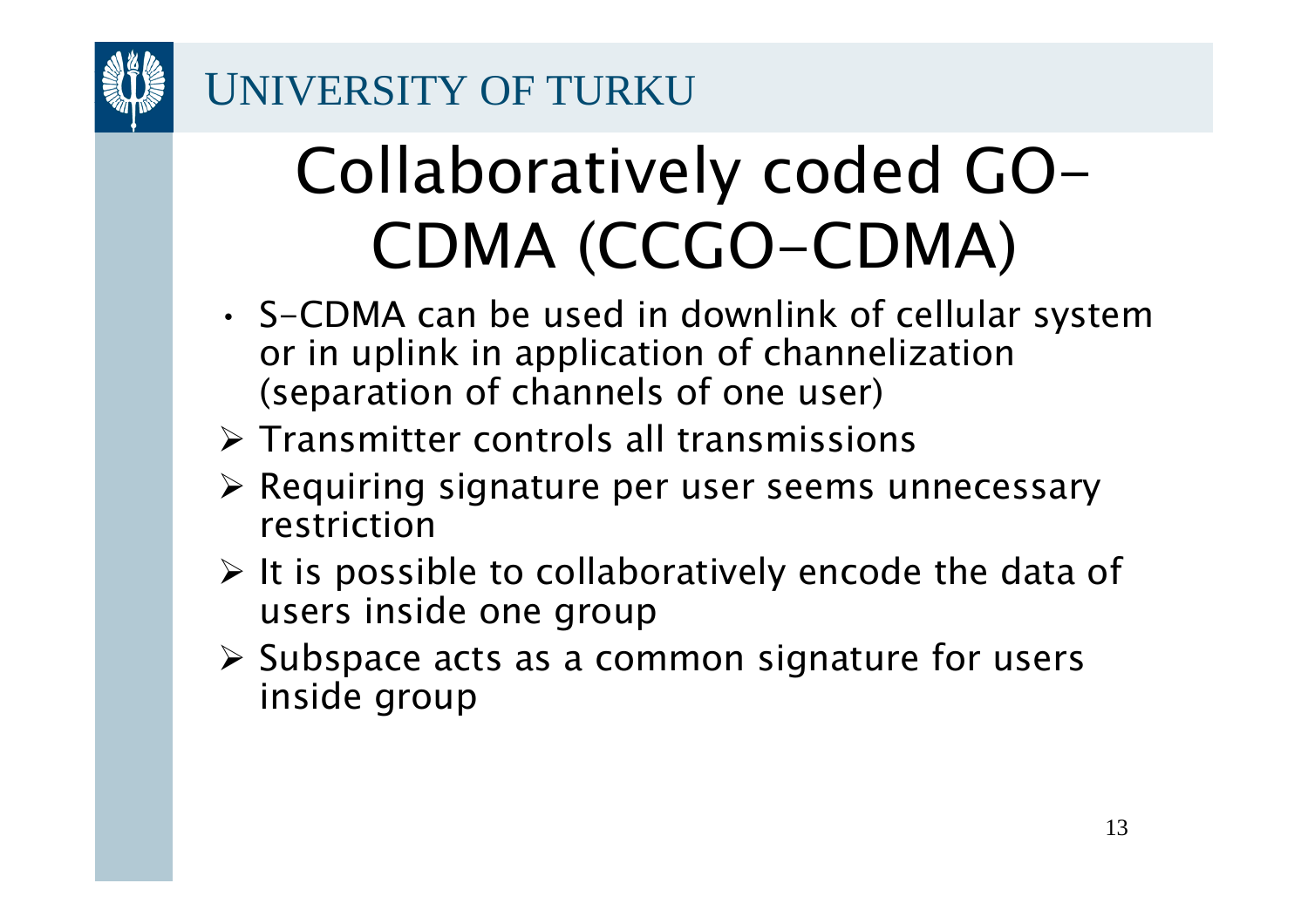# Collaboratively coded GO-CDMA (CCGO-CDMA)

- S-CDMA can be used in downlink of cellular system or in uplink in application of channelization (separation of channels of one user)
  - Transmitter controls all transmissions
  - Requiring signature per user seems unnecessary restriction
  - It is possible to collaboratively encode the data of users inside one group
  - Subspace acts as a common signature for users inside group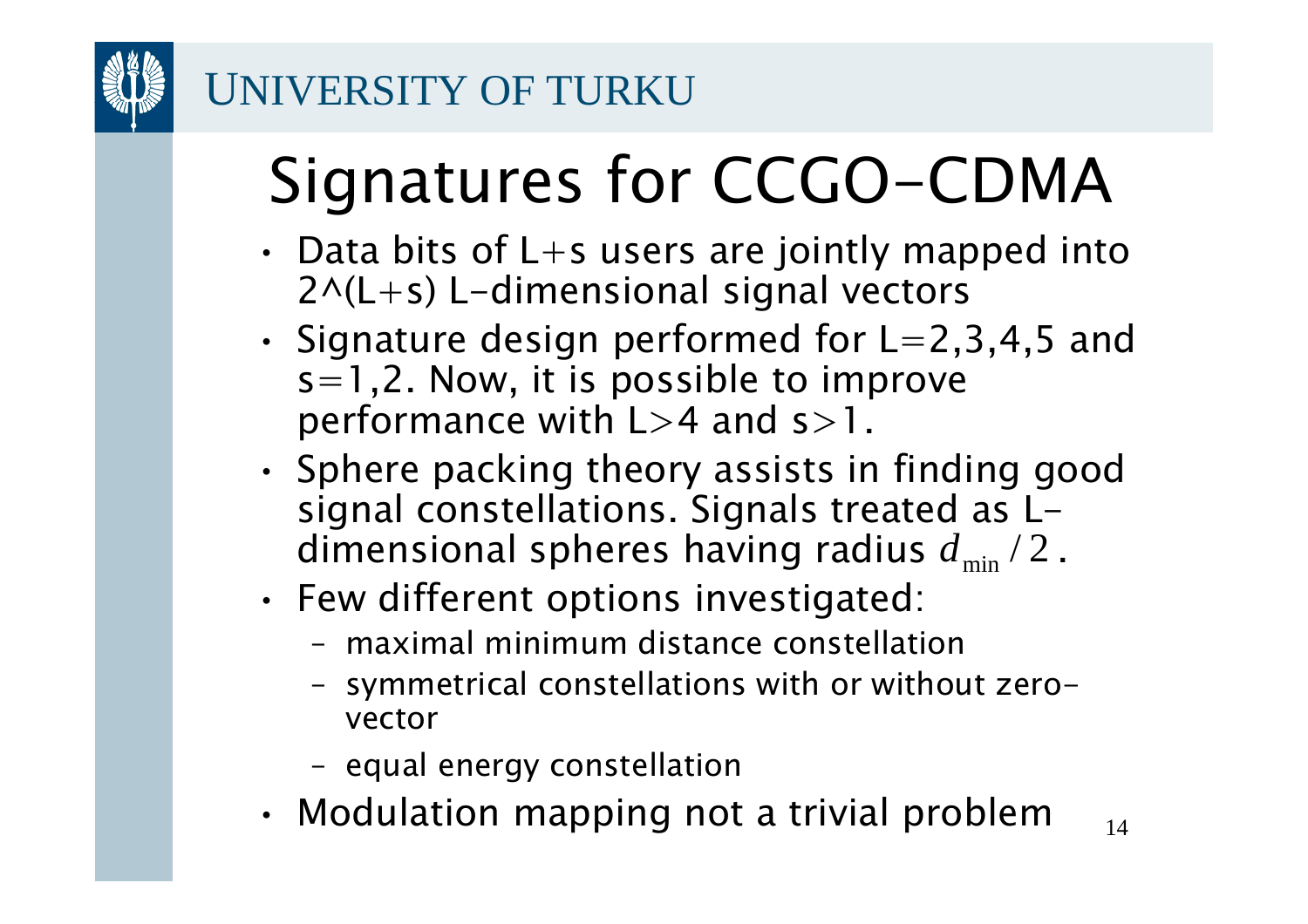# Signatures for CCGO-CDMA

- Data bits of L+s users are jointly mapped into $2^{(L+s)}$ L-dimensional signal vectors
- Signature design performed for L=2,3,4,5 and s=1,2. Now, it is possible to improve performance with L>4 and s>1.
- Sphere packing theory assists in finding good signal constellations. Signals treated as L-dimensional spheres having radius $d_{\min}/2$.
- Few different options investigated:
  - maximal minimum distance constellation
  - symmetrical constellations with or without zero-vector
  - equal energy constellation
- Modulation mapping not a trivial problem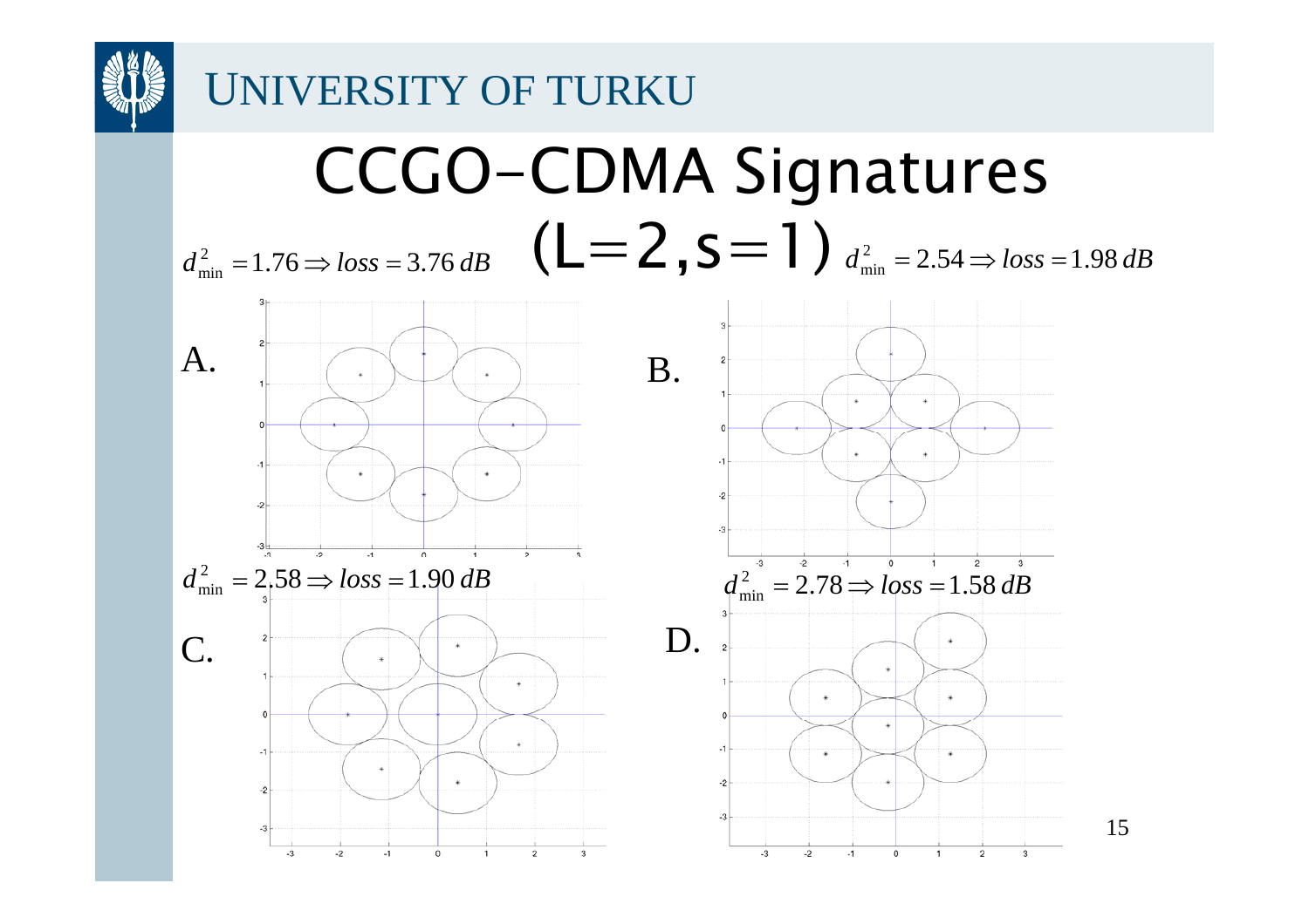# CCGO-CDMA Signatures (L=2, s=1)

A.

$d^2_{\min} = 1.76 \Rightarrow loss = 3.76\ dB$

B.

$d^2_{\min} = 2.54 \Rightarrow loss = 1.98\ dB$

C.

$d^2_{\min} = 2.58 \Rightarrow loss = 1.90\ dB$

D.

$d^2_{\min} = 2.78 \Rightarrow loss = 1.58\ dB$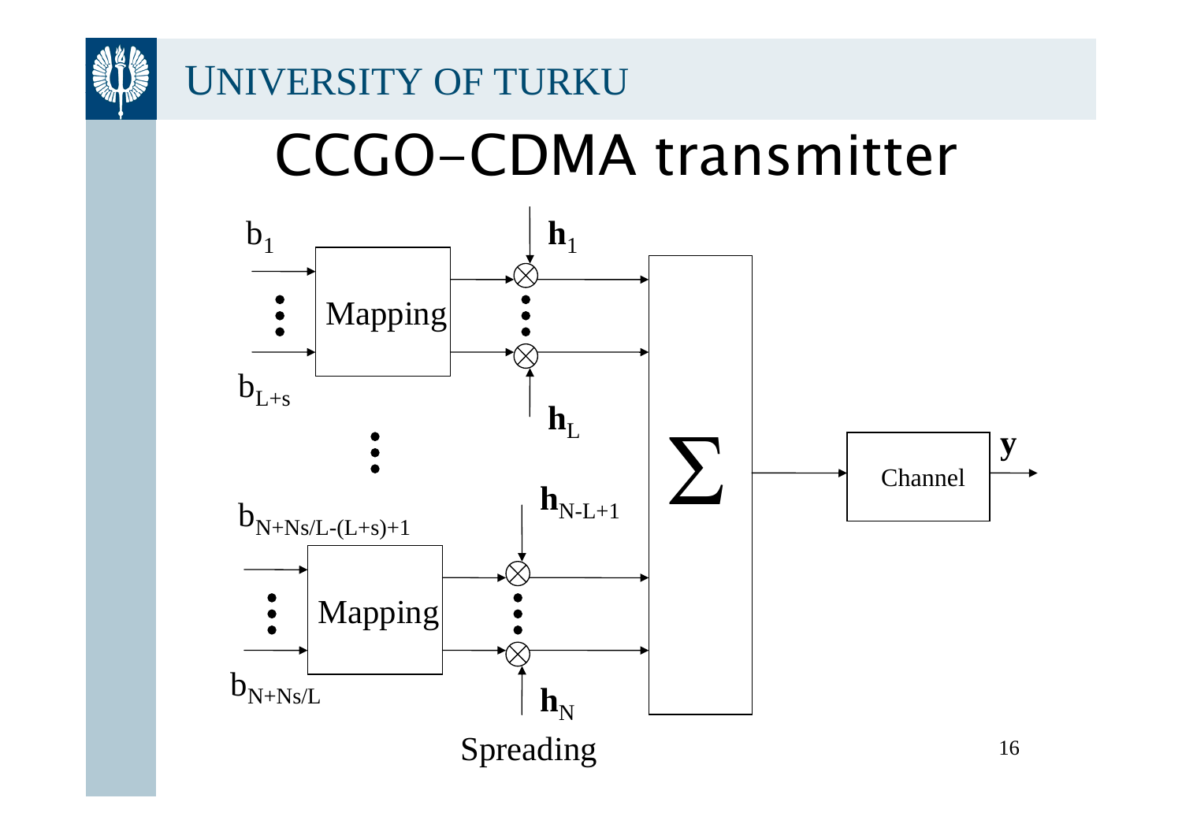# CCGO-CDMA transmitter

$b_1$

$b_{L+s}$

Mapping

$\mathbf{h}_1$

$\mathbf{h}_L$

$b_{N+Ns/L-(L+s)+1}$

$b_{N+Ns/L}$

Mapping

$\mathbf{h}_{N-L+1}$

$\mathbf{h}_N$

Spreading

$\sum$

Channel

$\mathbf{y}$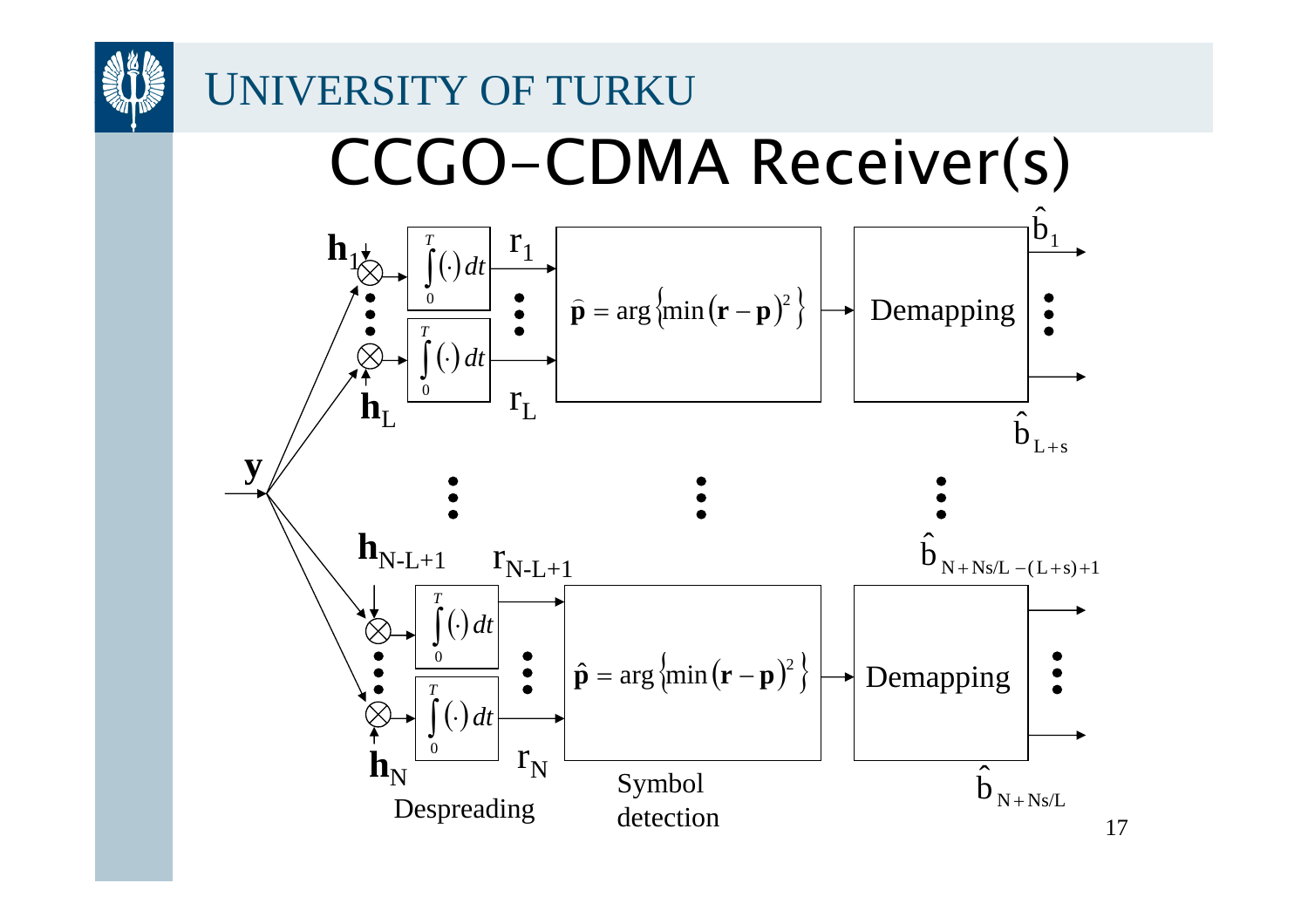# CCGO-CDMA Receiver(s)

$\mathbf{y}$

$\mathbf{h}_1$ … $\mathbf{h}_L$ → $\int_0^T (\cdot)\,dt$ → $r_1$ … $r_L$ → $\hat{\mathbf{p}} = \arg\left\{\min\left(\mathbf{r}-\mathbf{p}\right)^2\right\}$ → Demapping → $\hat{b}_1$ … $\hat{b}_{L+s}$

$\mathbf{h}_{N-L+1}$ … $\mathbf{h}_N$ → $\int_0^T (\cdot)\,dt$ → $r_{N-L+1}$ … $r_N$ → $\hat{\mathbf{p}} = \arg\left\{\min\left(\mathbf{r}-\mathbf{p}\right)^2\right\}$ → Demapping → $\hat{b}_{N+Ns/L-(L+s)+1}$ … $\hat{b}_{N+Ns/L}$

Despreading | Symbol detection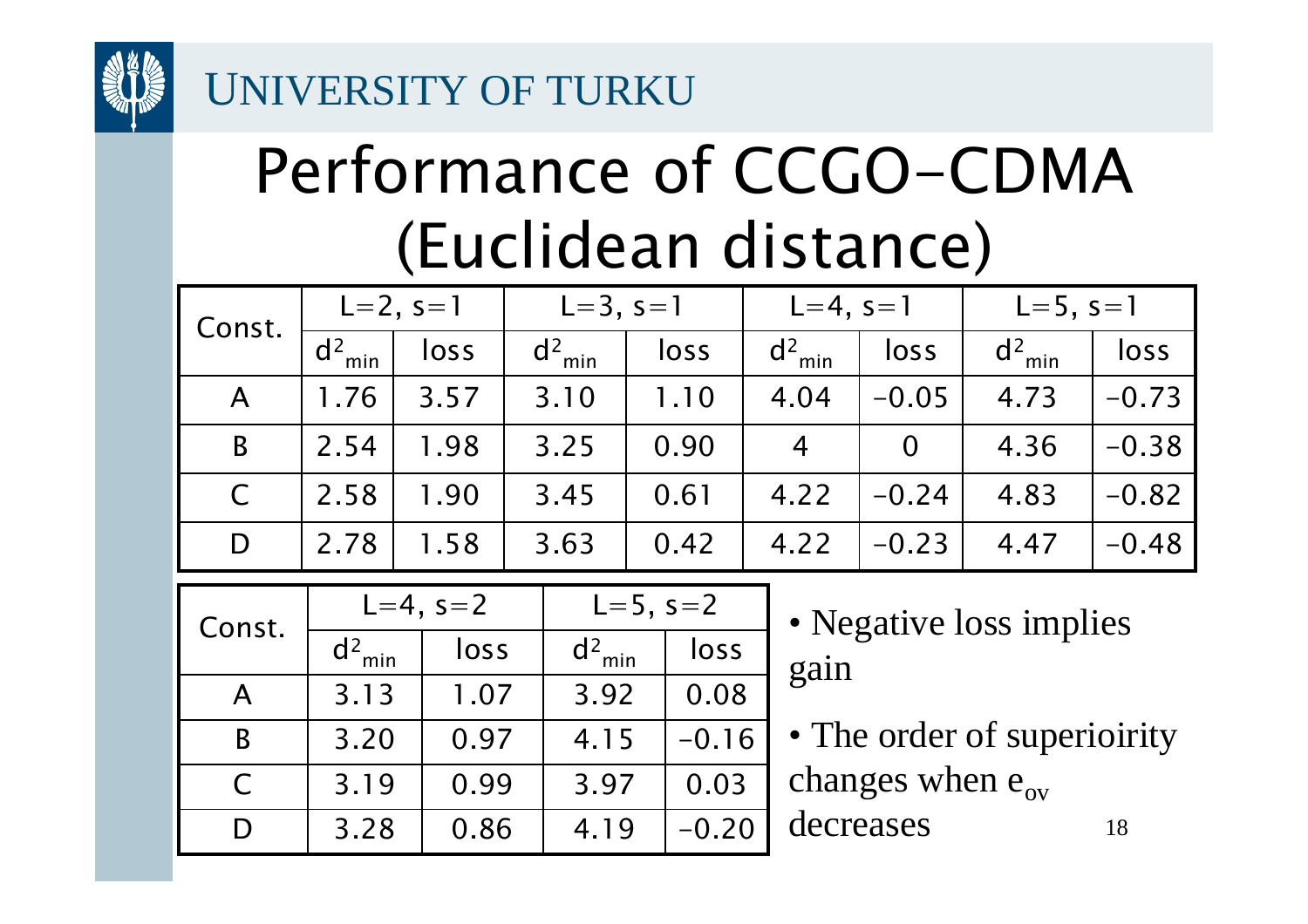# Performance of CCGO-CDMA (Euclidean distance)

| Const. | L=2, s=1 | | L=3, s=1 | | L=4, s=1 | | L=5, s=1 | |
|---|---|---|---|---|---|---|---|---|
| | $d^2_{min}$ | loss | $d^2_{min}$ | loss | $d^2_{min}$ | loss | $d^2_{min}$ | loss |
| A | 1.76 | 3.57 | 3.10 | 1.10 | 4.04 | −0.05 | 4.73 | −0.73 |
| B | 2.54 | 1.98 | 3.25 | 0.90 | 4 | 0 | 4.36 | −0.38 |
| C | 2.58 | 1.90 | 3.45 | 0.61 | 4.22 | −0.24 | 4.83 | −0.82 |
| D | 2.78 | 1.58 | 3.63 | 0.42 | 4.22 | −0.23 | 4.47 | −0.48 |

| Const. | L=4, s=2 | | L=5, s=2 | |
|---|---|---|---|---|
| | $d^2_{min}$ | loss | $d^2_{min}$ | loss |
| A | 3.13 | 1.07 | 3.92 | 0.08 |
| B | 3.20 | 0.97 | 4.15 | −0.16 |
| C | 3.19 | 0.99 | 3.97 | 0.03 |
| D | 3.28 | 0.86 | 4.19 | −0.20 |

- Negative loss implies gain
- The order of superioirity changes when $e_{ov}$ decreases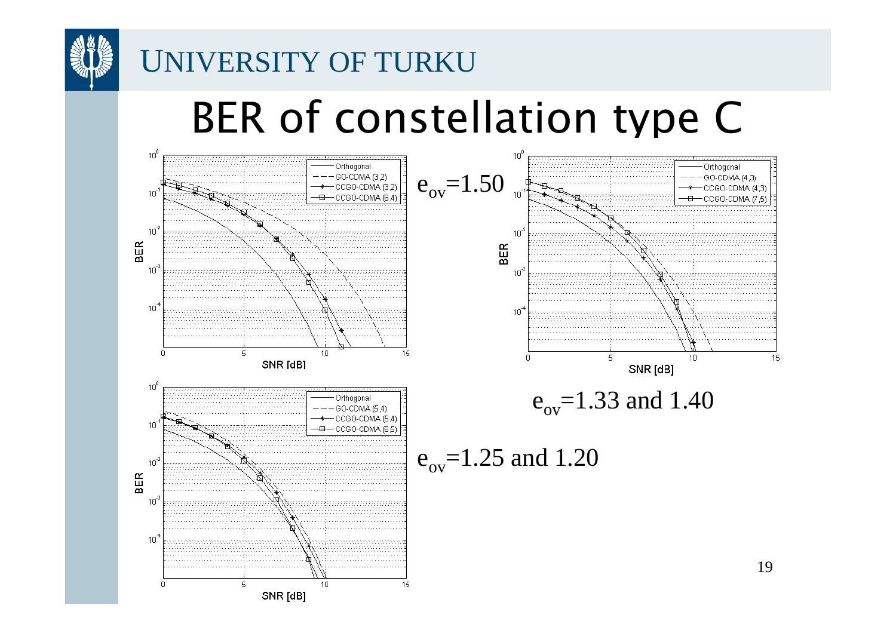# BER of constellation type C

BER

SNR [dB]

Orthogonal
GO-CDMA (3,2)
CCGO-CDMA (3,2)
CCGO-CDMA (6,4)

$e_{ov}$=1.50

Orthogonal
GO-CDMA (4,3)
CCGO-CDMA (4,3)
CCGO-CDMA (7,5)

$e_{ov}$=1.33 and 1.40

Orthogonal
GO-CDMA (5,4)
CCGO-CDMA (5,4)
CCGO-CDMA (6,5)

$e_{ov}$=1.25 and 1.20